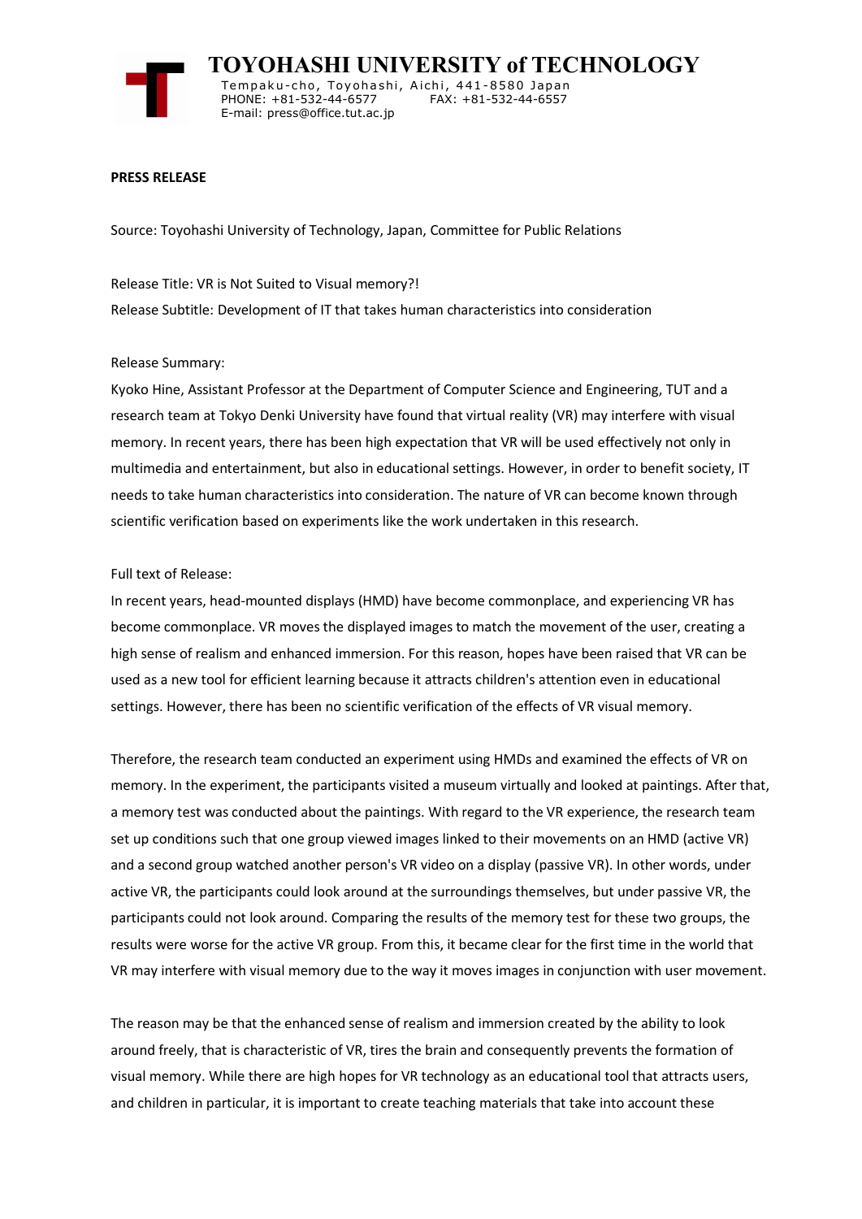# TOYOHASHI UNIVERSITY of TECHNOLOGY

Tempaku-cho, Toyohashi, Aichi, 441-8580 Japan
PHONE: +81-532-44-6577 FAX: +81-532-44-6557
E-mail: press@office.tut.ac.jp

**PRESS RELEASE**

Source: Toyohashi University of Technology, Japan, Committee for Public Relations

Release Title: VR is Not Suited to Visual memory?!

Release Subtitle: Development of IT that takes human characteristics into consideration

Release Summary:

Kyoko Hine, Assistant Professor at the Department of Computer Science and Engineering, TUT and a research team at Tokyo Denki University have found that virtual reality (VR) may interfere with visual memory. In recent years, there has been high expectation that VR will be used effectively not only in multimedia and entertainment, but also in educational settings. However, in order to benefit society, IT needs to take human characteristics into consideration. The nature of VR can become known through scientific verification based on experiments like the work undertaken in this research.

Full text of Release:

In recent years, head-mounted displays (HMD) have become commonplace, and experiencing VR has become commonplace. VR moves the displayed images to match the movement of the user, creating a high sense of realism and enhanced immersion. For this reason, hopes have been raised that VR can be used as a new tool for efficient learning because it attracts children's attention even in educational settings. However, there has been no scientific verification of the effects of VR visual memory.

Therefore, the research team conducted an experiment using HMDs and examined the effects of VR on memory. In the experiment, the participants visited a museum virtually and looked at paintings. After that, a memory test was conducted about the paintings. With regard to the VR experience, the research team set up conditions such that one group viewed images linked to their movements on an HMD (active VR) and a second group watched another person's VR video on a display (passive VR). In other words, under active VR, the participants could look around at the surroundings themselves, but under passive VR, the participants could not look around. Comparing the results of the memory test for these two groups, the results were worse for the active VR group. From this, it became clear for the first time in the world that VR may interfere with visual memory due to the way it moves images in conjunction with user movement.

The reason may be that the enhanced sense of realism and immersion created by the ability to look around freely, that is characteristic of VR, tires the brain and consequently prevents the formation of visual memory. While there are high hopes for VR technology as an educational tool that attracts users, and children in particular, it is important to create teaching materials that take into account these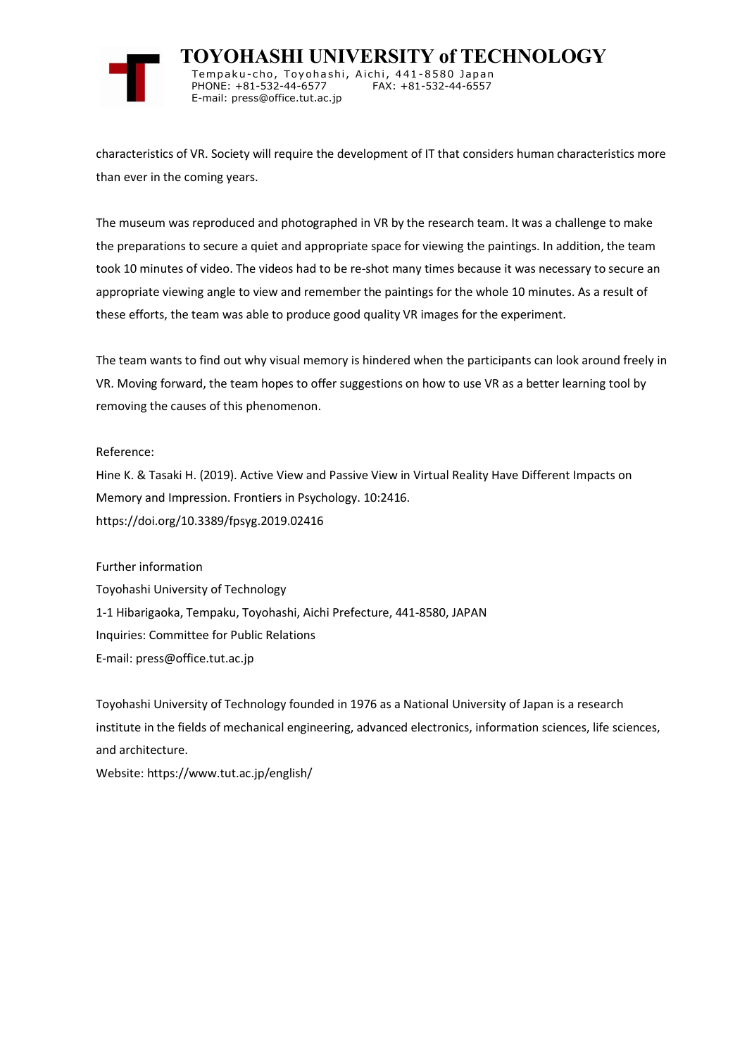characteristics of VR. Society will require the development of IT that considers human characteristics more than ever in the coming years.

The museum was reproduced and photographed in VR by the research team. It was a challenge to make the preparations to secure a quiet and appropriate space for viewing the paintings. In addition, the team took 10 minutes of video. The videos had to be re-shot many times because it was necessary to secure an appropriate viewing angle to view and remember the paintings for the whole 10 minutes. As a result of these efforts, the team was able to produce good quality VR images for the experiment.

The team wants to find out why visual memory is hindered when the participants can look around freely in VR. Moving forward, the team hopes to offer suggestions on how to use VR as a better learning tool by removing the causes of this phenomenon.

Reference:
Hine K. & Tasaki H. (2019). Active View and Passive View in Virtual Reality Have Different Impacts on Memory and Impression. Frontiers in Psychology. 10:2416.
https://doi.org/10.3389/fpsyg.2019.02416

Further information
Toyohashi University of Technology
1-1 Hibarigaoka, Tempaku, Toyohashi, Aichi Prefecture, 441-8580, JAPAN
Inquiries: Committee for Public Relations
E-mail: press@office.tut.ac.jp

Toyohashi University of Technology founded in 1976 as a National University of Japan is a research institute in the fields of mechanical engineering, advanced electronics, information sciences, life sciences, and architecture.
Website: https://www.tut.ac.jp/english/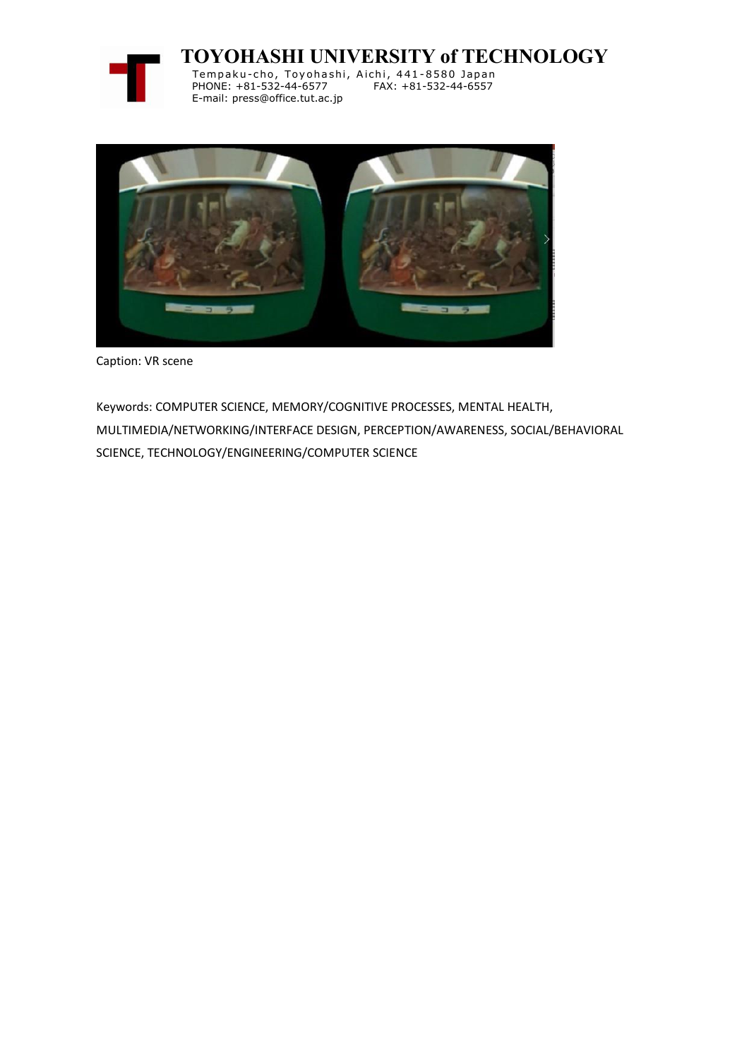Caption: VR scene

Keywords: COMPUTER SCIENCE, MEMORY/COGNITIVE PROCESSES, MENTAL HEALTH, MULTIMEDIA/NETWORKING/INTERFACE DESIGN, PERCEPTION/AWARENESS, SOCIAL/BEHAVIORAL SCIENCE, TECHNOLOGY/ENGINEERING/COMPUTER SCIENCE